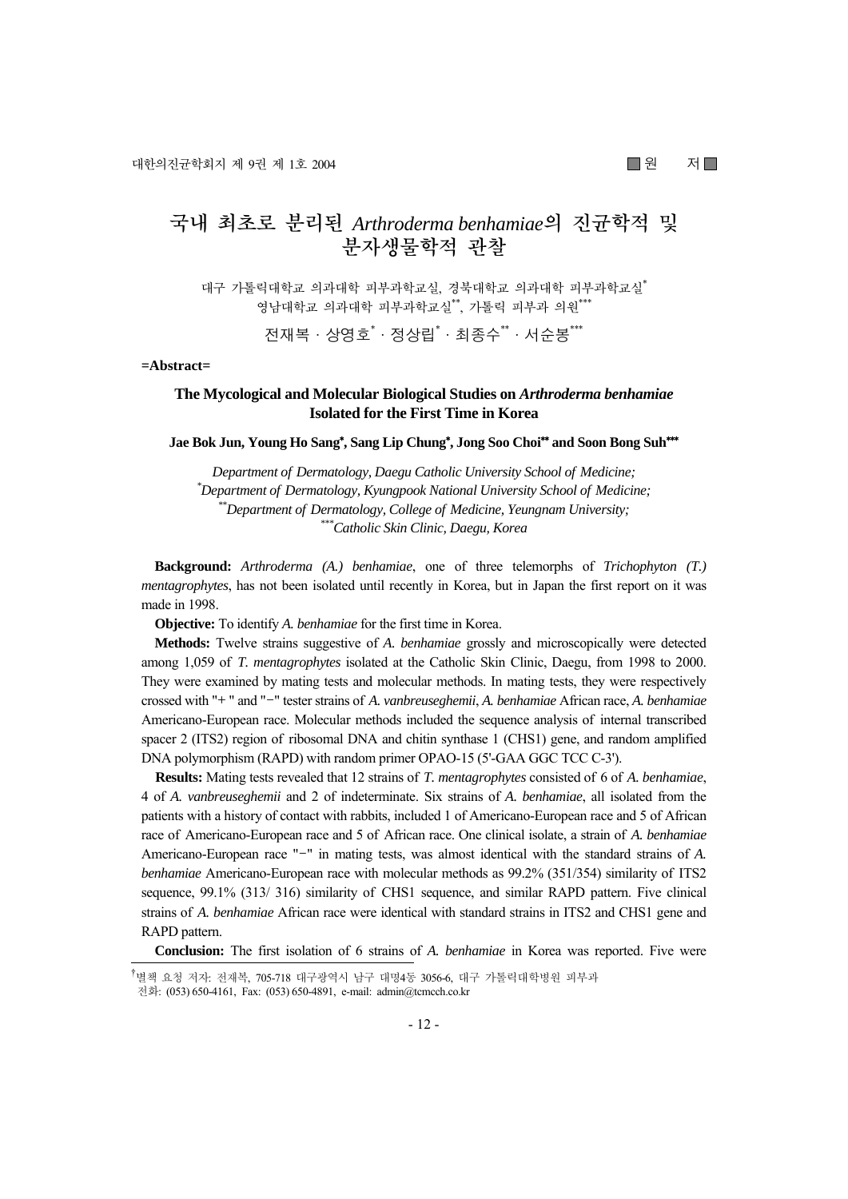■ 원 저 ■

# 국내 최초로 분리된 *Arthroderma benhamiae*의 진균학적 및 분자생물학적 관찰

대구 가톨릭대학교 의과대학 피부과학교실, 경북대학교 의과대학 피부과학교실[*]
영남대학교 의과대학 피부과학교실[**], 가톨릭 피부과 의원[***]

전재복 · 상영호[*] · 정상립[*] · 최종수[**] · 서순봉[***]

**=Abstract=**

## The Mycological and Molecular Biological Studies on *Arthroderma benhamiae* Isolated for the First Time in Korea

**Jae Bok Jun, Young Ho Sang[*], Sang Lip Chung[*], Jong Soo Choi[**] and Soon Bong Suh[***]**

*Department of Dermatology, Daegu Catholic University School of Medicine;*
*[*]Department of Dermatology, Kyungpook National University School of Medicine;*
*[**]Department of Dermatology, College of Medicine, Yeungnam University;*
*[***]Catholic Skin Clinic, Daegu, Korea*

**Background:** *Arthroderma (A.) benhamiae*, one of three telemorphs of *Trichophyton (T.) mentagrophytes*, has not been isolated until recently in Korea, but in Japan the first report on it was made in 1998.

**Objective:** To identify *A. benhamiae* for the first time in Korea.

**Methods:** Twelve strains suggestive of *A. benhamiae* grossly and microscopically were detected among 1,059 of *T. mentagrophytes* isolated at the Catholic Skin Clinic, Daegu, from 1998 to 2000. They were examined by mating tests and molecular methods. In mating tests, they were respectively crossed with "+ " and "−" tester strains of *A. vanbreuseghemii*, *A. benhamiae* African race, *A. benhamiae* Americano-European race. Molecular methods included the sequence analysis of internal transcribed spacer 2 (ITS2) region of ribosomal DNA and chitin synthase 1 (CHS1) gene, and random amplified DNA polymorphism (RAPD) with random primer OPAO-15 (5'-GAA GGC TCC C-3').

**Results:** Mating tests revealed that 12 strains of *T. mentagrophytes* consisted of 6 of *A. benhamiae*, 4 of *A. vanbreuseghemii* and 2 of indeterminate. Six strains of *A. benhamiae*, all isolated from the patients with a history of contact with rabbits, included 1 of Americano-European race and 5 of African race of Americano-European race and 5 of African race. One clinical isolate, a strain of *A. benhamiae* Americano-European race "−" in mating tests, was almost identical with the standard strains of *A. benhamiae* Americano-European race with molecular methods as 99.2% (351/354) similarity of ITS2 sequence, 99.1% (313/ 316) similarity of CHS1 sequence, and similar RAPD pattern. Five clinical strains of *A. benhamiae* African race were identical with standard strains in ITS2 and CHS1 gene and RAPD pattern.

**Conclusion:** The first isolation of 6 strains of *A. benhamiae* in Korea was reported. Five were

---

[†]별책 요청 저자: 전재복, 705-718 대구광역시 남구 대명4동 3056-6, 대구 가톨릭대학병원 피부과
전화: (053) 650-4161, Fax: (053) 650-4891, e-mail: admin@tcmcch.co.kr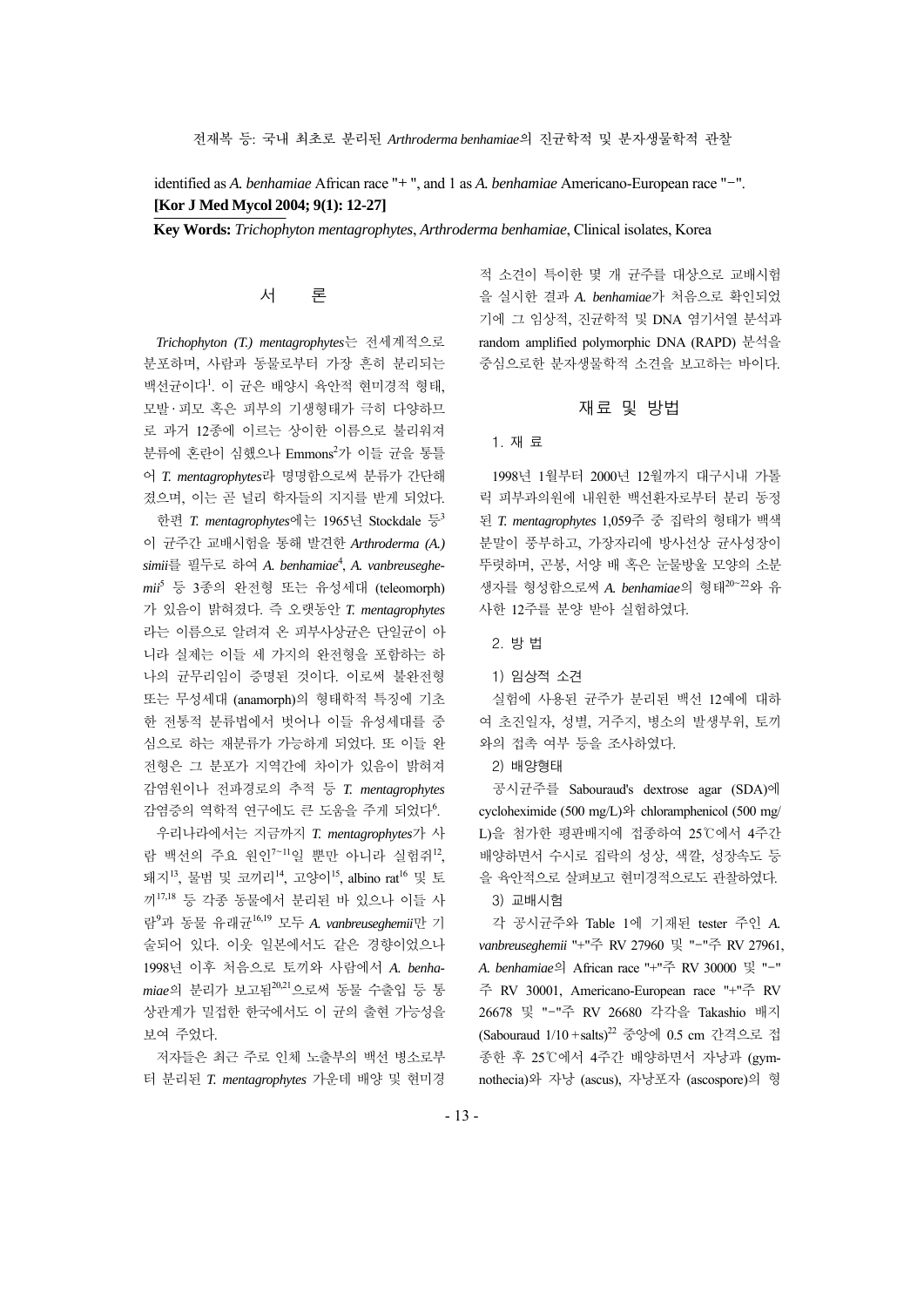identified as *A. benhamiae* African race "+", and 1 as *A. benhamiae* Americano-European race "−". **[Kor J Med Mycol 2004; 9(1): 12-27]**

**Key Words:** *Trichophyton mentagrophytes*, *Arthroderma benhamiae*, Clinical isolates, Korea

## 서 론

*Trichophyton (T.) mentagrophytes*는 전세계적으로 분포하며, 사람과 동물로부터 가장 흔히 분리되는 백선균이다[1]. 이 균은 배양시 육안적 현미경적 형태, 모발·피모 혹은 피부의 기생형태가 극히 다양하므로 과거 12종에 이르는 상이한 이름으로 불리워져 분류에 혼란이 심했으나 Emmons[2]가 이들 균을 통틀어 *T. mentagrophytes*라 명명함으로써 분류가 간단해졌으며, 이는 곧 널리 학자들의 지지를 받게 되었다.

한편 *T. mentagrophytes*에는 1965년 Stockdale 등[3]이 균주간 교배시험을 통해 발견한 *Arthroderma (A.) simii*를 필두로 하여 *A. benhamiae*[4], *A. vanbreuseghemii*[5] 등 3종의 완전형 또는 유성세대 (teleomorph)가 있음이 밝혀졌다. 즉 오랫동안 *T. mentagrophytes*라는 이름으로 알려져 온 피부사상균은 단일균이 아니라 실제는 이들 세 가지의 완전형을 포함하는 하나의 균무리임이 증명된 것이다. 이로써 불완전형 또는 무성세대 (anamorph)의 형태학적 특징에 기초한 전통적 분류법에서 벗어나 이들 유성세대를 중심으로 하는 재분류가 가능하게 되었다. 또 이들 완전형은 그 분포가 지역간에 차이가 있음이 밝혀져 감염원이나 전파경로의 추적 등 *T. mentagrophytes* 감염증의 역학적 연구에도 큰 도움을 주게 되었다[6].

우리나라에서는 지금까지 *T. mentagrophytes*가 사람 백선의 주요 원인[7~11]일 뿐만 아니라 실험쥐[12], 돼지[13], 물범 및 코끼리[14], 고양이[15], albino rat[16] 및 토끼[17,18] 등 각종 동물에서 분리된 바 있으나 이들 사람[9]과 동물 유래균[16,19] 모두 *A. vanbreuseghemii*만 기술되어 있다. 이웃 일본에서도 같은 경향이었으나 1998년 이후 처음으로 토끼와 사람에서 *A. benhamiae*의 분리가 보고됨[20,21]으로써 동물 수출입 등 통상관계가 밀접한 한국에서도 이 균의 출현 가능성을 보여 주었다.

저자들은 최근 주로 인체 노출부의 백선 병소로부터 분리된 *T. mentagrophytes* 가운데 배양 및 현미경적 소견이 특이한 몇 개 균주를 대상으로 교배시험을 실시한 결과 *A. benhamiae*가 처음으로 확인되었기에 그 임상적, 진균학적 및 DNA 염기서열 분석과 random amplified polymorphic DNA (RAPD) 분석을 중심으로한 분자생물학적 소견을 보고하는 바이다.

## 재료 및 방법

### 1. 재 료

1998년 1월부터 2000년 12월까지 대구시내 가톨릭 피부과의원에 내원한 백선환자로부터 분리 동정된 *T. mentagrophytes* 1,059주 중 집락의 형태가 백색 분말이 풍부하고, 가장자리에 방사선상 균사성장이 뚜렷하며, 곤봉, 서양 배 혹은 눈물방울 모양의 소분생자를 형성함으로써 *A. benhamiae*의 형태[20~22]와 유사한 12주를 분양 받아 실험하였다.

### 2. 방 법

#### 1) 임상적 소견

실험에 사용된 균주가 분리된 백선 12예에 대하여 초진일자, 성별, 거주지, 병소의 발생부위, 토끼와의 접촉 여부 등을 조사하였다.

#### 2) 배양형태

공시균주를 Sabouraud's dextrose agar (SDA)에 cycloheximide (500 mg/L)와 chloramphenicol (500 mg/L)을 첨가한 평판배지에 접종하여 25℃에서 4주간 배양하면서 수시로 집락의 성상, 색깔, 성장속도 등을 육안적으로 살펴보고 현미경적으로도 관찰하였다.

#### 3) 교배시험

각 공시균주와 Table 1에 기재된 tester 주인 *A. vanbreuseghemii* "+"주 RV 27960 및 "−"주 RV 27961, *A. benhamiae*의 African race "+"주 RV 30000 및 "−"주 RV 30001, Americano-European race "+"주 RV 26678 및 "−"주 RV 26680 각각을 Takashio 배지 (Sabouraud 1/10+salts)[22] 중앙에 0.5 cm 간격으로 접종한 후 25℃에서 4주간 배양하면서 자낭과 (gymnothecia)와 자낭 (ascus), 자낭포자 (ascospore)의 형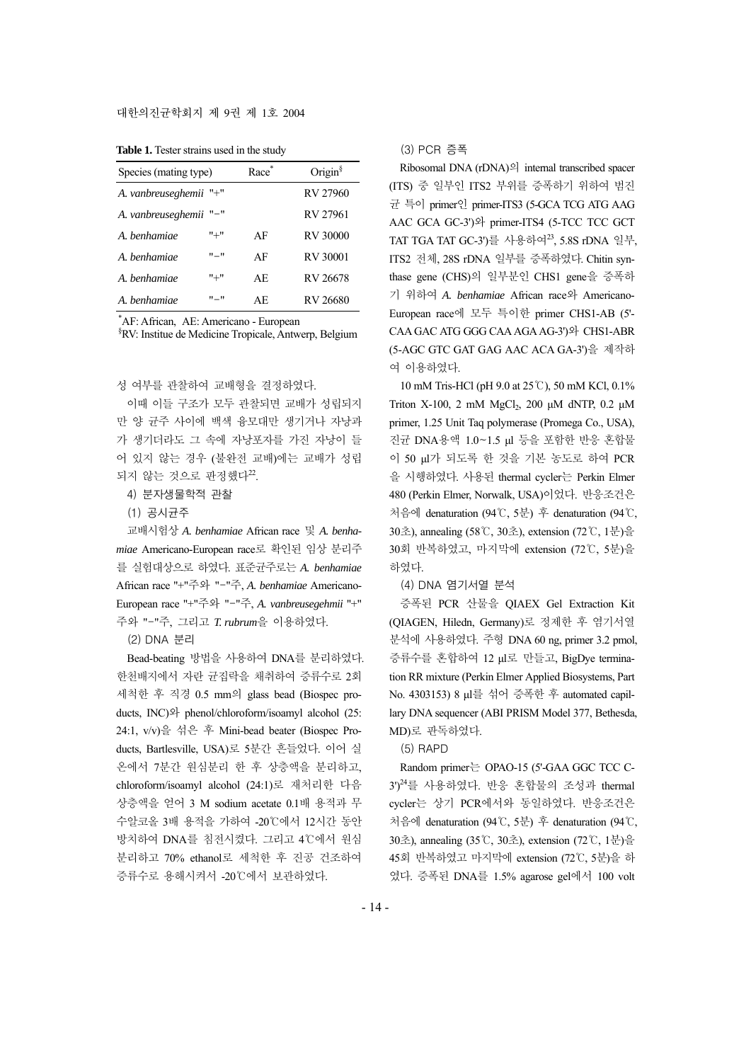**Table 1.** Tester strains used in the study

| Species (mating type) | | Race* | Origin§ |
|---|---|---|---|
| *A. vanbreuseghemii* "+" | | | RV 27960 |
| *A. vanbreuseghemii* "−" | | | RV 27961 |
| *A. benhamiae* | "+" | AF | RV 30000 |
| *A. benhamiae* | "−" | AF | RV 30001 |
| *A. benhamiae* | "+" | AE | RV 26678 |
| *A. benhamiae* | "−" | AE | RV 26680 |

*AF: African, AE: Americano - European
§RV: Institue de Medicine Tropicale, Antwerp, Belgium

성 여부를 관찰하여 교배형을 결정하였다.

이때 이들 구조가 모두 관찰되면 교배가 성립되지만 양 균주 사이에 백색 융모대만 생기거나 자낭과가 생기더라도 그 속에 자낭포자를 가진 자낭이 들어 있지 않는 경우 (불완전 교배)에는 교배가 성립되지 않는 것으로 판정했다[22].

4) 분자생물학적 관찰

(1) 공시균주

교배시험상 *A. benhamiae* African race 및 *A. benhamiae* Americano-European race로 확인된 임상 분리주를 실험대상으로 하였다. 표준균주로는 *A. benhamiae* African race "+"주와 "−"주, *A. benhamiae* Americano-European race "+"주와 "−"주, *A. vanbreusegehmii* "+"주와 "−"주, 그리고 *T. rubrum*을 이용하였다.

(2) DNA 분리

Bead-beating 방법을 사용하여 DNA를 분리하였다. 한천배지에서 자란 균집락을 채취하여 증류수로 2회 세척한 후 직경 0.5 mm의 glass bead (Biospec products, INC)와 phenol/chloroform/isoamyl alcohol (25:24:1, v/v)을 섞은 후 Mini-bead beater (Biospec Products, Bartlesville, USA)로 5분간 흔들었다. 이어 실온에서 7분간 원심분리 한 후 상층액을 분리하고, chloroform/isoamyl alcohol (24:1)로 재처리한 다음 상층액을 얻어 3 M sodium acetate 0.1배 용적과 무수알코올 3배 용적을 가하여 -20℃에서 12시간 동안 방치하여 DNA를 침전시켰다. 그리고 4℃에서 원심분리하고 70% ethanol로 세척한 후 진공 건조하여 증류수로 용해시켜서 -20℃에서 보관하였다.

(3) PCR 증폭

Ribosomal DNA (rDNA)의 internal transcribed spacer (ITS) 중 일부인 ITS2 부위를 증폭하기 위하여 범진균 특이 primer인 primer-ITS3 (5-GCA TCG ATG AAG AAC GCA GC-3')와 primer-ITS4 (5-TCC TCC GCT TAT TGA TAT GC-3')를 사용하여[23], 5.8S rDNA 일부, ITS2 전체, 28S rDNA 일부를 증폭하였다. Chitin synthase gene (CHS)의 일부분인 CHS1 gene을 증폭하기 위하여 *A. benhamiae* African race와 Americano-European race에 모두 특이한 primer CHS1-AB (5'-CAA GAC ATG GGG CAA AGA AG-3')와 CHS1-ABR (5-AGC GTC GAT GAG AAC ACA GA-3')을 제작하여 이용하였다.

10 mM Tris-HCl (pH 9.0 at 25℃), 50 mM KCl, 0.1% Triton X-100, 2 mM $MgCl_2$, 200 μM dNTP, 0.2 μM primer, 1.25 Unit Taq polymerase (Promega Co., USA), 진균 DNA용액 1.0~1.5 μl 등을 포함한 반응 혼합물이 50 μl가 되도록 한 것을 기본 농도로 하여 PCR을 시행하였다. 사용된 thermal cycler는 Perkin Elmer 480 (Perkin Elmer, Norwalk, USA)이었다. 반응조건은 처음에 denaturation (94℃, 5분) 후 denaturation (94℃, 30초), annealing (58℃, 30초), extension (72℃, 1분)을 30회 반복하였고, 마지막에 extension (72℃, 5분)을 하였다.

(4) DNA 염기서열 분석

증폭된 PCR 산물을 QIAEX Gel Extraction Kit (QIAGEN, Hiledn, Germany)로 정제한 후 염기서열 분석에 사용하였다. 주형 DNA 60 ng, primer 3.2 pmol, 증류수를 혼합하여 12 μl로 만들고, BigDye termination RR mixture (Perkin Elmer Applied Biosystems, Part No. 4303153) 8 μl를 섞어 증폭한 후 automated capillary DNA sequencer (ABI PRISM Model 377, Bethesda, MD)로 판독하였다.

(5) RAPD

Random primer는 OPAO-15 (5'-GAA GGC TCC C-3')[24]를 사용하였다. 반응 혼합물의 조성과 thermal cycler는 상기 PCR에서와 동일하였다. 반응조건은 처음에 denaturation (94℃, 5분) 후 denaturation (94℃, 30초), annealing (35℃, 30초), extension (72℃, 1분)을 45회 반복하였고 마지막에 extension (72℃, 5분)을 하였다. 증폭된 DNA를 1.5% agarose gel에서 100 volt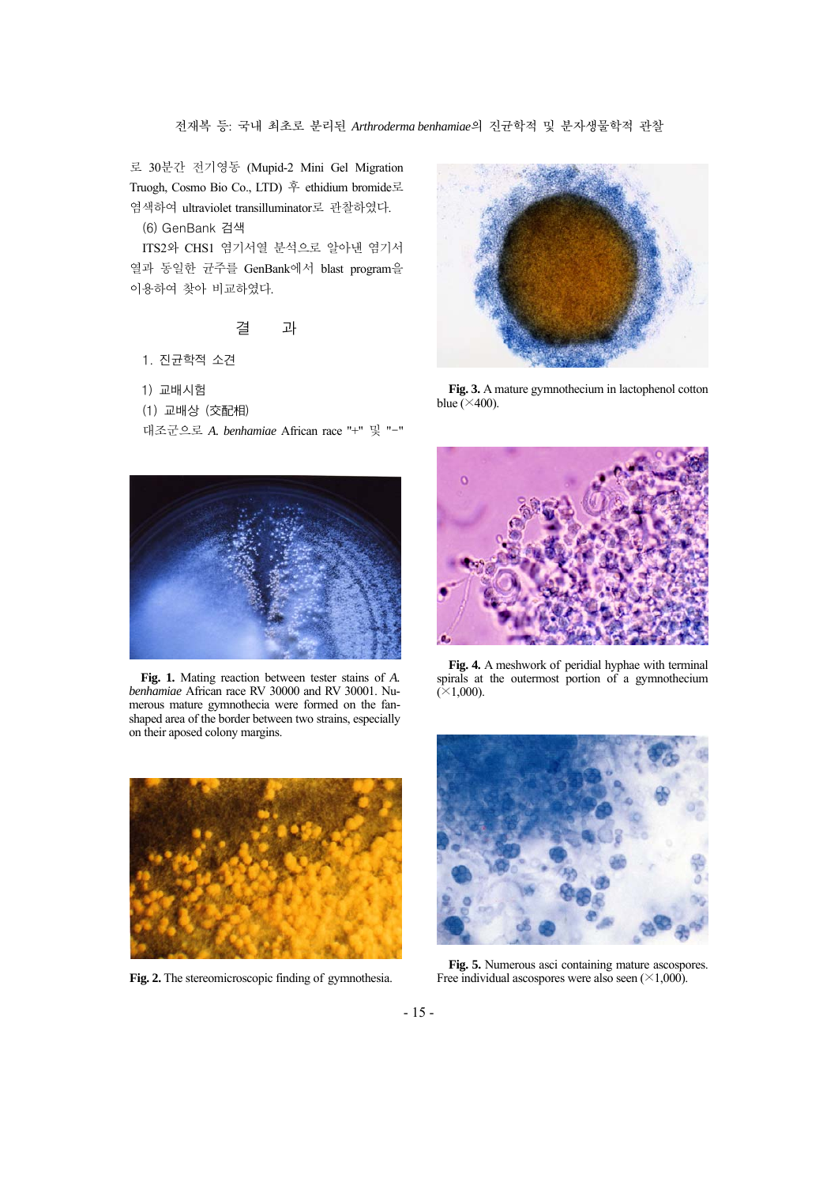로 30분간 전기영동 (Mupid-2 Mini Gel Migration Truogh, Cosmo Bio Co., LTD) 후 ethidium bromide로 염색하여 ultraviolet transilluminator로 관찰하였다.

(6) GenBank 검색

ITS2와 CHS1 염기서열 분석으로 알아낸 염기서열과 동일한 균주를 GenBank에서 blast program을 이용하여 찾아 비교하였다.

## 결 과

### 1. 진균학적 소견

#### 1) 교배시험

(1) 교배상 (交配相)

대조군으로 *A. benhamiae* African race "+" 및 "−"

**Fig. 1.** Mating reaction between tester stains of *A. benhamiae* African race RV 30000 and RV 30001. Numerous mature gymnothecia were formed on the fan-shaped area of the border between two strains, especially on their aposed colony margins.

**Fig. 2.** The stereomicroscopic finding of gymnothesia.

**Fig. 3.** A mature gymnothecium in lactophenol cotton blue (×400).

**Fig. 4.** A meshwork of peridial hyphae with terminal spirals at the outermost portion of a gymnothecium (×1,000).

**Fig. 5.** Numerous asci containing mature ascospores. Free individual ascospores were also seen (×1,000).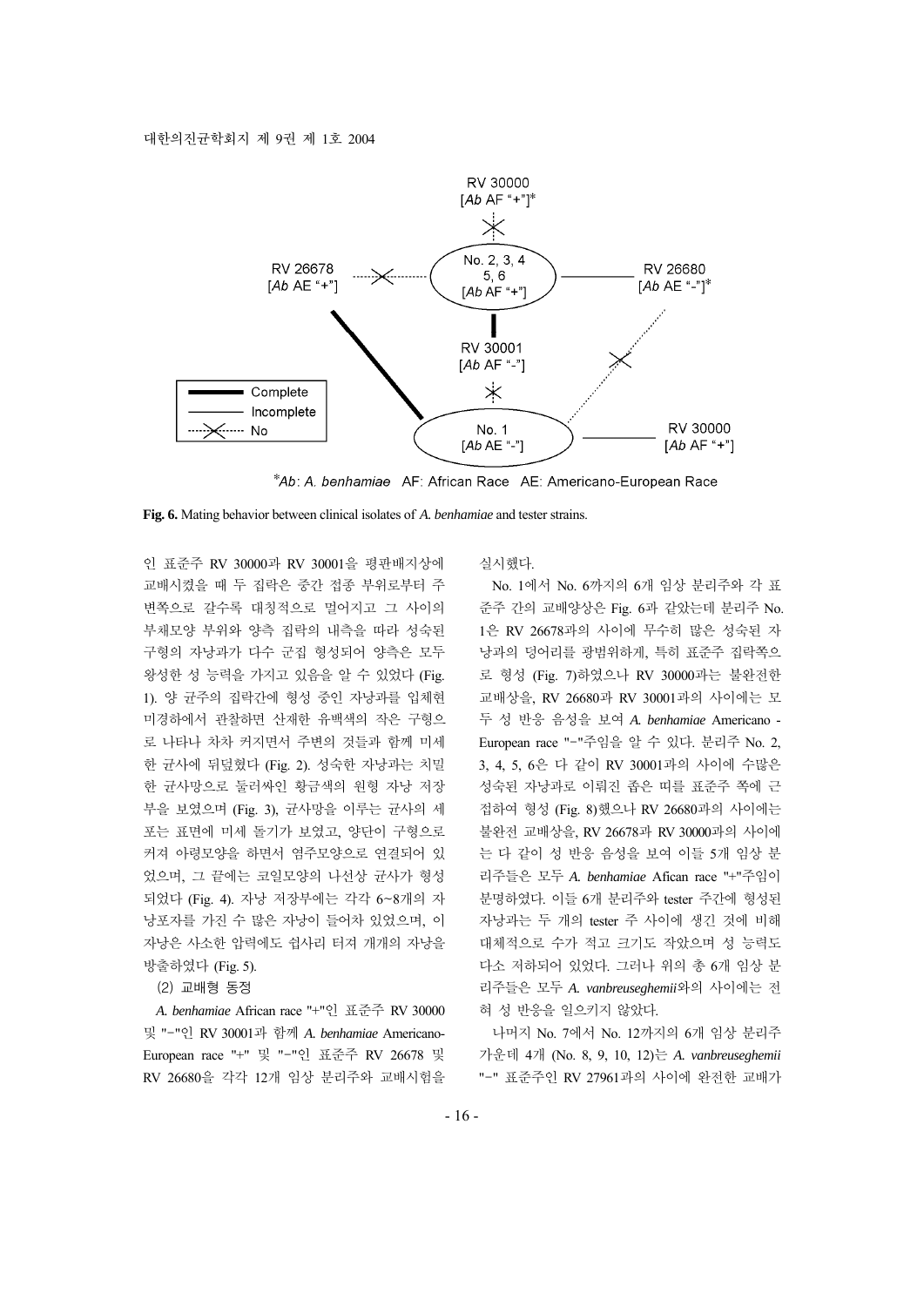*Ab*: *A. benhamiae* AF: African Race AE: Americano-European Race

**Fig. 6.** Mating behavior between clinical isolates of *A. benhamiae* and tester strains.

인 표준주 RV 30000과 RV 30001을 평판배지상에 교배시켰을 때 두 집락은 중간 접종 부위로부터 주변쪽으로 갈수록 대칭적으로 멀어지고 그 사이의 부채모양 부위와 양측 집락의 내측을 따라 성숙된 구형의 자낭과가 다수 군집 형성되어 양측은 모두 왕성한 성 능력을 가지고 있음을 알 수 있었다 (Fig. 1). 양 균주의 집락간에 형성 중인 자낭과를 입체현미경하에서 관찰하면 산재한 유백색의 작은 구형으로 나타나 차차 커지면서 주변의 것들과 함께 미세한 균사에 뒤덮혔다 (Fig. 2). 성숙한 자낭과는 치밀한 균사망으로 둘러싸인 황금색의 원형 자낭 저장부을 보였으며 (Fig. 3), 균사망을 이루는 균사의 세포는 표면에 미세 돌기가 보였고, 양단이 구형으로 커져 아령모양을 하면서 염주모양으로 연결되어 있었으며, 그 끝에는 코일모양의 나선상 균사가 형성되었다 (Fig. 4). 자낭 저장부에는 각각 6~8개의 자낭포자를 가진 수 많은 자낭이 들어차 있었으며, 이 자낭은 사소한 압력에도 쉽사리 터져 개개의 자낭을 방출하였다 (Fig. 5).

(2) 교배형 동정

*A. benhamiae* African race "+"인 표준주 RV 30000 및 "−"인 RV 30001과 함께 *A. benhamiae* Americano-European race "+" 및 "−"인 표준주 RV 26678 및 RV 26680을 각각 12개 임상 분리주와 교배시험을 실시했다.

No. 1에서 No. 6까지의 6개 임상 분리주와 각 표준주 간의 교배양상은 Fig. 6과 같았는데 분리주 No. 1은 RV 26678과의 사이에 무수히 많은 성숙된 자낭과의 덩어리를 광범위하게, 특히 표준주 집락쪽으로 형성 (Fig. 7)하였으나 RV 30000과는 불완전한 교배상을, RV 26680과 RV 30001과의 사이에는 모두 성 반응 음성을 보여 *A. benhamiae* Americano - European race "−"주임을 알 수 있다. 분리주 No. 2, 3, 4, 5, 6은 다 같이 RV 30001과의 사이에 수많은 성숙된 자낭과로 이뤄진 좁은 띠를 표준주 쪽에 근접하여 형성 (Fig. 8)했으나 RV 26680과의 사이에는 불완전 교배상을, RV 26678과 RV 30000과의 사이에는 다 같이 성 반응 음성을 보여 이들 5개 임상 분리주들은 모두 *A. benhamiae* Afican race "+"주임이 분명하였다. 이들 6개 분리주와 tester 주간에 형성된 자낭과는 두 개의 tester 주 사이에 생긴 것에 비해 대체적으로 수가 적고 크기도 작았으며 성 능력도 다소 저하되어 있었다. 그러나 위의 총 6개 임상 분리주들은 모두 *A. vanbreuseghemii*와의 사이에는 전혀 성 반응을 일으키지 않았다.

나머지 No. 7에서 No. 12까지의 6개 임상 분리주 가운데 4개 (No. 8, 9, 10, 12)는 *A. vanbreuseghemii* "−" 표준주인 RV 27961과의 사이에 완전한 교배가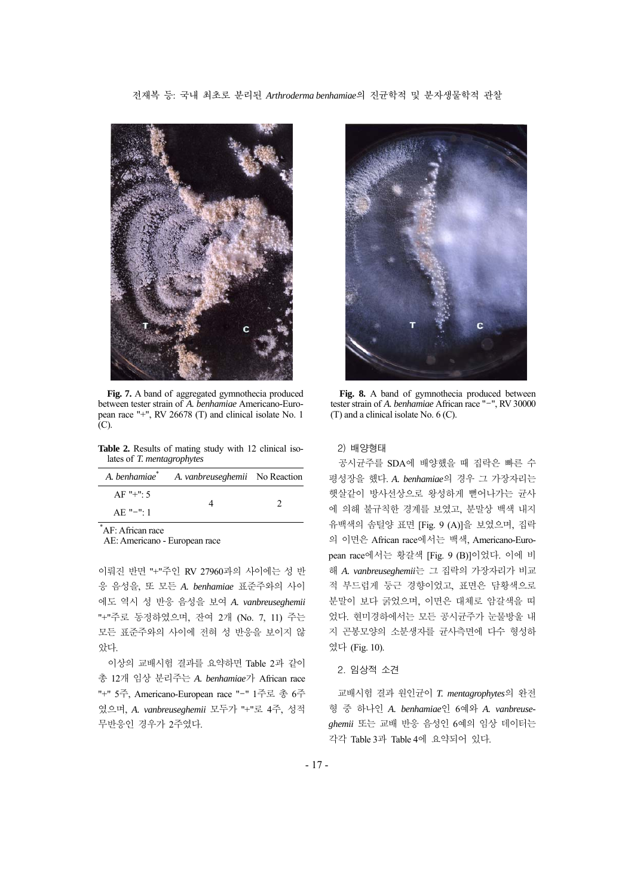**Fig. 7.** A band of aggregated gymnothecia produced between tester strain of *A. benhamiae* Americano-European race "+", RV 26678 (T) and clinical isolate No. 1 (C).

**Fig. 8.** A band of gymnothecia produced between tester strain of *A. benhamiae* African race "−", RV 30000 (T) and a clinical isolate No. 6 (C).

**Table 2.** Results of mating study with 12 clinical isolates of *T. mentagrophytes*

| *A. benhamiae*[*] | *A. vanbreuseghemii* | No Reaction |
|---|---|---|
| AF "+": 5<br>AE "−": 1 | 4 | 2 |

[*]AF: African race
AE: Americano - European race

이뤄진 반면 "+"주인 RV 27960과의 사이에는 성 반응 음성을, 또 모든 *A. benhamiae* 표준주와의 사이에도 역시 성 반응 음성을 보여 *A. vanbreuseghemii* "+"주로 동정하였으며, 잔여 2개 (No. 7, 11) 주는 모든 표준주와의 사이에 전혀 성 반응을 보이지 않았다.

이상의 교배시험 결과를 요약하면 Table 2과 같이 총 12개 임상 분리주는 *A. benhamiae*가 African race "+" 5주, Americano-European race "−" 1주로 총 6주였으며, *A. vanbreuseghemii* 모두가 "+"로 4주, 성적 무반응인 경우가 2주였다.

2) 배양형태

공시균주를 SDA에 배양했을 때 집락은 빠른 수평성장을 했다. *A. benhamiae*의 경우 그 가장자리는 햇살같이 방사선상으로 왕성하게 뻗어나가는 균사에 의해 불규칙한 경계를 보였고, 분말상 백색 내지 유백색의 솜털양 표면 [Fig. 9 (A)]을 보였으며, 집락의 이면은 African race에서는 백색, Americano-European race에서는 황갈색 [Fig. 9 (B)]이었다. 이에 비해 *A. vanbreuseghemii*는 그 집락의 가장자리가 비교적 부드럽게 둥근 경향이었고, 표면은 담황색으로 분말이 보다 굵었으며, 이면은 대체로 암갈색을 띠었다. 현미경하에서는 모든 공시균주가 눈물방울 내지 곤봉모양의 소분생자를 균사측면에 다수 형성하였다 (Fig. 10).

## 2. 임상적 소견

교배시험 결과 원인균이 *T. mentagrophytes*의 완전형 중 하나인 *A. benhamiae*인 6예와 *A. vanbreuseghemii* 또는 교배 반응 음성인 6예의 임상 데이터는 각각 Table 3과 Table 4에 요약되어 있다.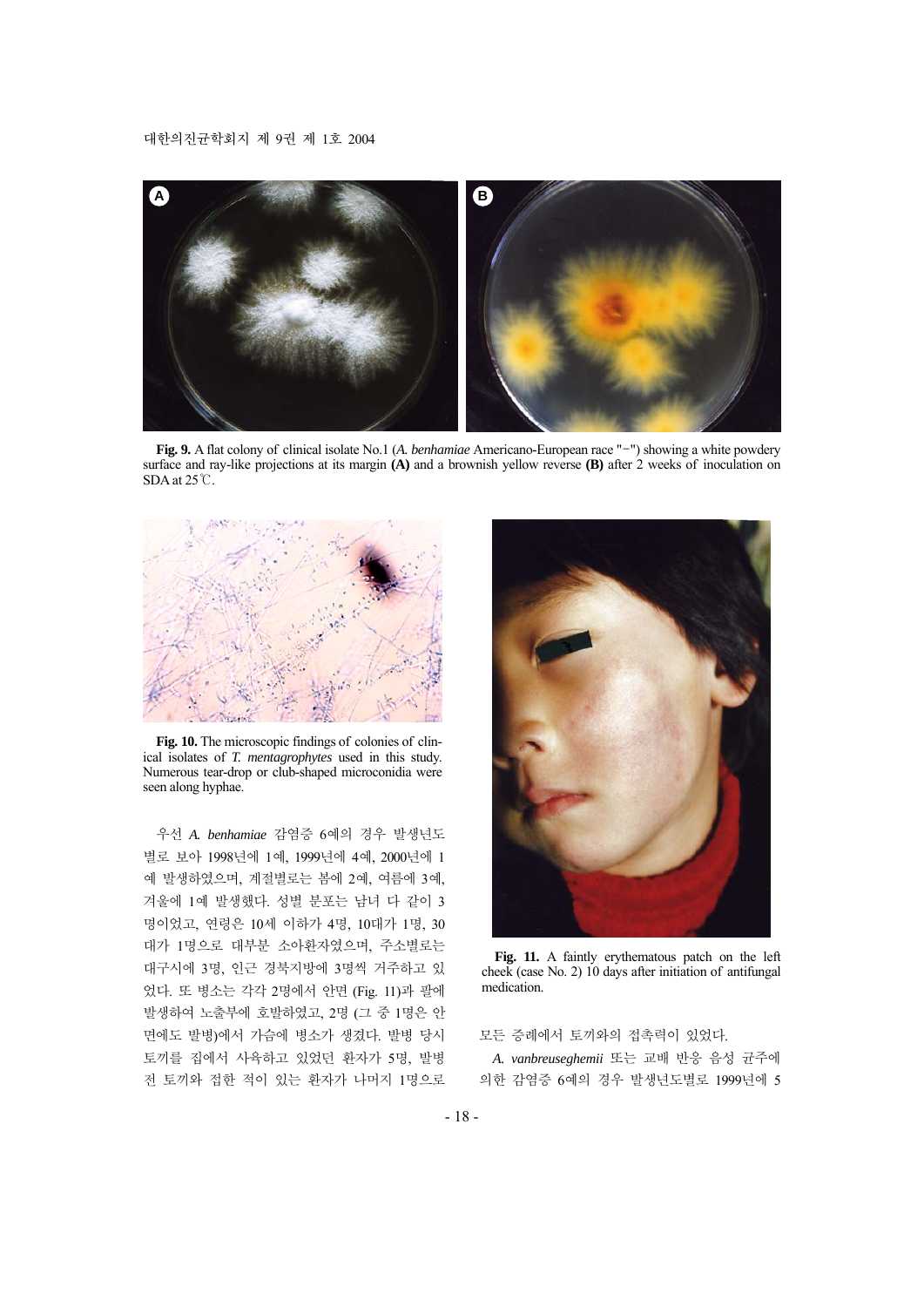**Fig. 9.** A flat colony of clinical isolate No.1 (*A. benhamiae* Americano-European race "−") showing a white powdery surface and ray-like projections at its margin **(A)** and a brownish yellow reverse **(B)** after 2 weeks of inoculation on SDA at 25℃.

**Fig. 10.** The microscopic findings of colonies of clinical isolates of *T. mentagrophytes* used in this study. Numerous tear-drop or club-shaped microconidia were seen along hyphae.

우선 *A. benhamiae* 감염증 6예의 경우 발생년도별로 보아 1998년에 1예, 1999년에 4예, 2000년에 1예 발생하였으며, 계절별로는 봄에 2예, 여름에 3예, 겨울에 1예 발생했다. 성별 분포는 남녀 다 같이 3명이었고, 연령은 10세 이하가 4명, 10대가 1명, 30대가 1명으로 대부분 소아환자였으며, 주소별로는 대구시에 3명, 인근 경북지방에 3명씩 거주하고 있었다. 또 병소는 각각 2명에서 안면 (Fig. 11)과 팔에 발생하여 노출부에 호발하였고, 2명 (그 중 1명은 안면에도 발병)에서 가슴에 병소가 생겼다. 발병 당시 토끼를 집에서 사육하고 있었던 환자가 5명, 발병 전 토끼와 접한 적이 있는 환자가 나머지 1명으로 모든 증례에서 토끼와의 접촉력이 있었다.

**Fig. 11.** A faintly erythematous patch on the left cheek (case No. 2) 10 days after initiation of antifungal medication.

*A. vanbreuseghemii* 또는 교배 반응 음성 균주에 의한 감염증 6예의 경우 발생년도별로 1999년에 5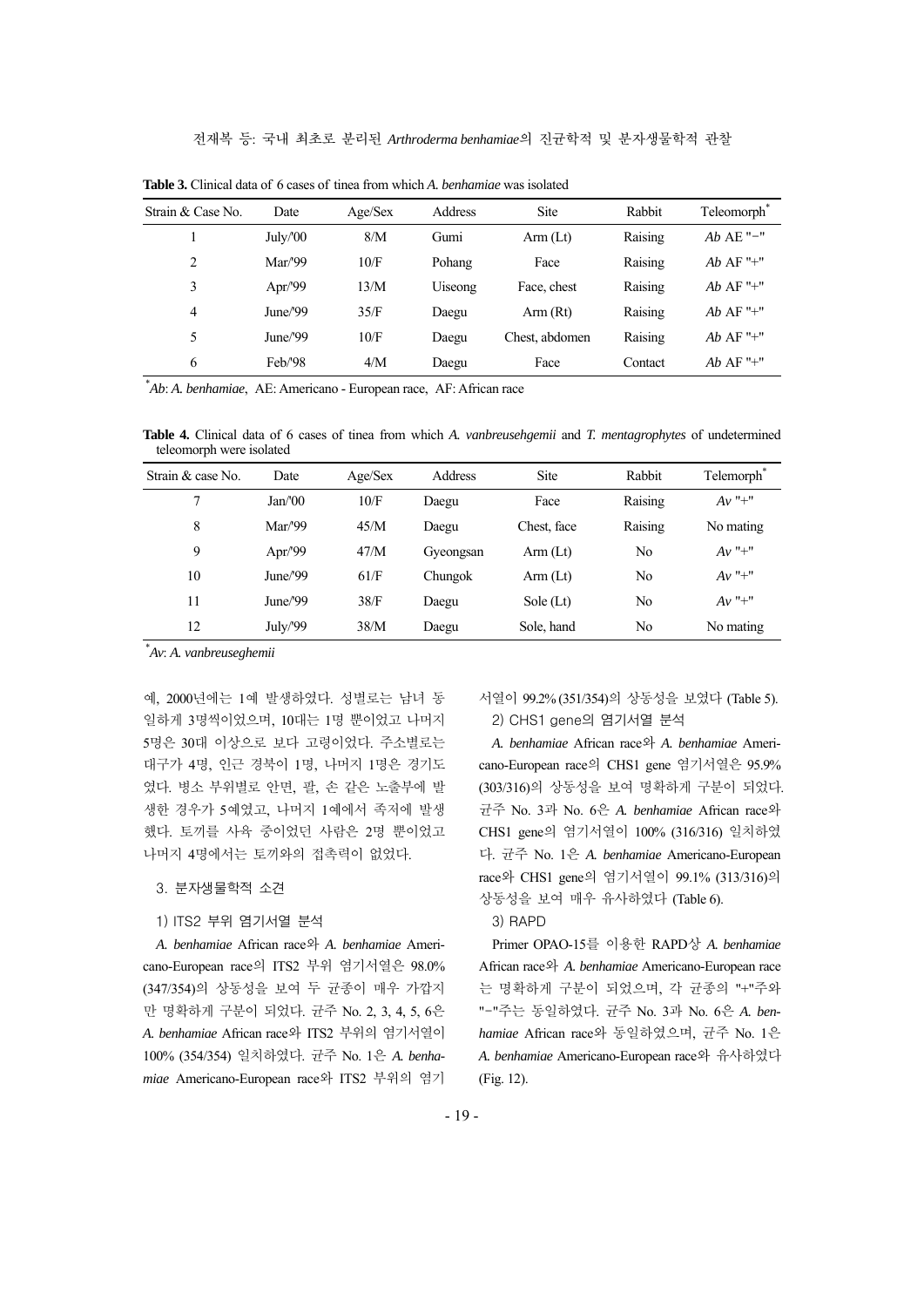**Table 3.** Clinical data of 6 cases of tinea from which *A. benhamiae* was isolated

| Strain & Case No. | Date | Age/Sex | Address | Site | Rabbit | Teleomorph* |
|---|---|---|---|---|---|---|
| 1 | July/'00 | 8/M | Gumi | Arm (Lt) | Raising | *Ab* AE "−" |
| 2 | Mar/'99 | 10/F | Pohang | Face | Raising | *Ab* AF "+" |
| 3 | Apr/'99 | 13/M | Uiseong | Face, chest | Raising | *Ab* AF "+" |
| 4 | June/'99 | 35/F | Daegu | Arm (Rt) | Raising | *Ab* AF "+" |
| 5 | June/'99 | 10/F | Daegu | Chest, abdomen | Raising | *Ab* AF "+" |
| 6 | Feb/'98 | 4/M | Daegu | Face | Contact | *Ab* AF "+" |

*Ab*: *A. benhamiae*, AE: Americano - European race, AF: African race

**Table 4.** Clinical data of 6 cases of tinea from which *A. vanbreusehgemii* and *T. mentagrophytes* of undetermined teleomorph were isolated

| Strain & case No. | Date | Age/Sex | Address | Site | Rabbit | Telemorph* |
|---|---|---|---|---|---|---|
| 7 | Jan/'00 | 10/F | Daegu | Face | Raising | *Av* "+" |
| 8 | Mar/'99 | 45/M | Daegu | Chest, face | Raising | No mating |
| 9 | Apr/'99 | 47/M | Gyeongsan | Arm (Lt) | No | *Av* "+" |
| 10 | June/'99 | 61/F | Chungok | Arm (Lt) | No | *Av* "+" |
| 11 | June/'99 | 38/F | Daegu | Sole (Lt) | No | *Av* "+" |
| 12 | July/'99 | 38/M | Daegu | Sole, hand | No | No mating |

*Av*: *A. vanbreuseghemii*

에, 2000년에는 1예 발생하였다. 성별로는 남녀 동일하게 3명씩이었으며, 10대는 1명 뿐이었고 나머지 5명은 30대 이상으로 보다 고령이었다. 주소별로는 대구가 4명, 인근 경북이 1명, 나머지 1명은 경기도였다. 병소 부위별로 안면, 팔, 손 같은 노출부에 발생한 경우가 5예였고, 나머지 1예에서 족저에 발생했다. 토끼를 사육 중이었던 사람은 2명 뿐이었고 나머지 4명에서는 토끼와의 접촉력이 없었다.

### 3. 분자생물학적 소견

#### 1) ITS2 부위 염기서열 분석

*A. benhamiae* African race와 *A. benhamiae* Americano-European race의 ITS2 부위 염기서열은 98.0% (347/354)의 상동성을 보여 두 균종이 매우 가깝지만 명확하게 구분이 되었다. 균주 No. 2, 3, 4, 5, 6은 *A. benhamiae* African race와 ITS2 부위의 염기서열이 100% (354/354) 일치하였다. 균주 No. 1은 *A. benhamiae* Americano-European race와 ITS2 부위의 염기서열이 99.2% (351/354)의 상동성을 보였다 (Table 5).

#### 2) CHS1 gene의 염기서열 분석

*A. benhamiae* African race와 *A. benhamiae* Americano-European race의 CHS1 gene 염기서열은 95.9% (303/316)의 상동성을 보여 명확하게 구분이 되었다. 균주 No. 3과 No. 6은 *A. benhamiae* African race와 CHS1 gene의 염기서열이 100% (316/316) 일치하였다. 균주 No. 1은 *A. benhamiae* Americano-European race와 CHS1 gene의 염기서열이 99.1% (313/316)의 상동성을 보여 매우 유사하였다 (Table 6).

#### 3) RAPD

Primer OPAO-15를 이용한 RAPD상 *A. benhamiae* African race와 *A. benhamiae* Americano-European race는 명확하게 구분이 되었으며, 각 균종의 "+"주와 "−"주는 동일하였다. 균주 No. 3과 No. 6은 *A. benhamiae* African race와 동일하였으며, 균주 No. 1은 *A. benhamiae* Americano-European race와 유사하였다 (Fig. 12).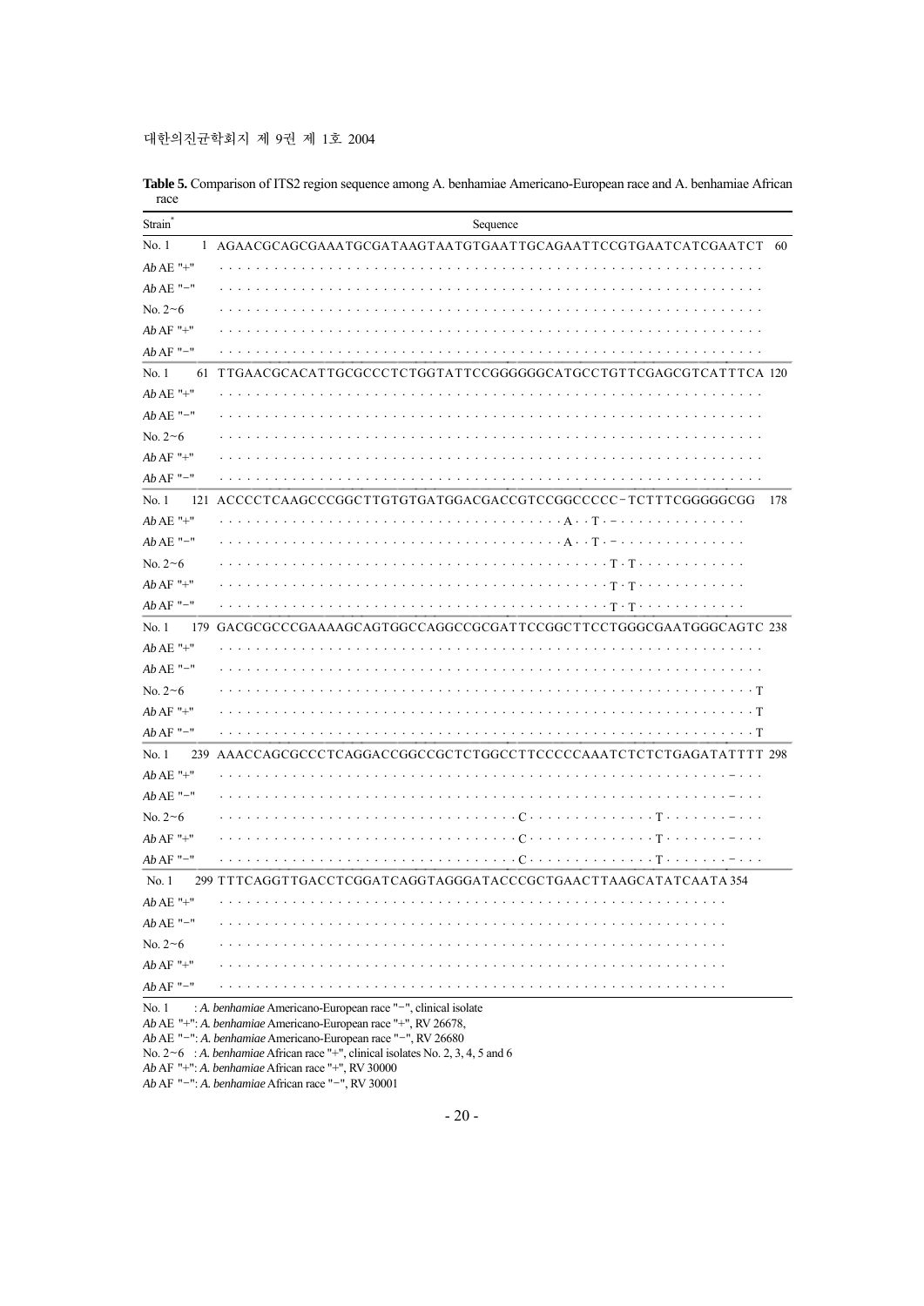**Table 5.** Comparison of ITS2 region sequence among A. benhamiae Americano-European race and A. benhamiae African race

| Strain* | Sequence |
|---|---|
| No. 1 | 1 AGAACGCAGCGAAATGCGATAAGTAATGTGAATTGCAGAATTCCGTGAATCATCGAATCT 60 |
| *Ab* AE "+" | ............................................................ |
| *Ab* AE "−" | ............................................................ |
| No. 2~6 | ............................................................ |
| *Ab* AF "+" | ............................................................ |
| *Ab* AF "−" | ............................................................ |
| No. 1 | 61 TTGAACGCACATTGCGCCCTCTGGTATTCCGGGGGGCATGCCTGTTCGAGCGTCATTTCA 120 |
| *Ab* AE "+" | ............................................................ |
| *Ab* AE "−" | ............................................................ |
| No. 2~6 | ............................................................ |
| *Ab* AF "+" | ............................................................ |
| *Ab* AF "−" | ............................................................ |
| No. 1 | 121 ACCCCTCAAGCCCGGCTTGTGTGATGGACGACCGTCCGGCCCCC-TCTTTCGGGGGCGG 178 |
| *Ab* AE "+" | ...................................A..T.−............... |
| *Ab* AE "−" | ...................................A..T.−............... |
| No. 2~6 | .........................................T.T............ |
| *Ab* AF "+" | .........................................T.T............ |
| *Ab* AF "−" | .........................................T.T............ |
| No. 1 | 179 GACGCGCCCGAAAAGCAGTGGCCAGGCCGCGATTCCGGCTTCCTGGGCGAATGGGCAGTC 238 |
| *Ab* AE "+" | ............................................................ |
| *Ab* AE "−" | ............................................................ |
| No. 2~6 | ...........................................................T |
| *Ab* AF "+" | ...........................................................T |
| *Ab* AF "−" | ...........................................................T |
| No. 1 | 239 AAACCAGCGCCCTCAGGACCGGCCGCTCTGGCCTTCCCCCAAATCTCTCTGAGATATTTT 298 |
| *Ab* AE "+" | ........................................................−... |
| *Ab* AE "−" | ........................................................−... |
| No. 2~6 | ................................C..............T.......−... |
| *Ab* AF "+" | ................................C..............T.......−... |
| *Ab* AF "−" | ................................C..............T.......−... |
| No. 1 | 299 TTTCAGGTTGACCTCGGATCAGGTAGGGATACCCGCTGAACTTAAGCATATCAATA 354 |
| *Ab* AE "+" | ........................................................ |
| *Ab* AE "−" | ........................................................ |
| No. 2~6 | ........................................................ |
| *Ab* AF "+" | ........................................................ |
| *Ab* AF "−" | ........................................................ |

No. 1 : *A. benhamiae* Americano-European race "−", clinical isolate
*Ab* AE "+": *A. benhamiae* Americano-European race "+", RV 26678,
*Ab* AE "−": *A. benhamiae* Americano-European race "−", RV 26680
No. 2~6 : *A. benhamiae* African race "+", clinical isolates No. 2, 3, 4, 5 and 6
*Ab* AF "+": *A. benhamiae* African race "+", RV 30000
*Ab* AF "−": *A. benhamiae* African race "−", RV 30001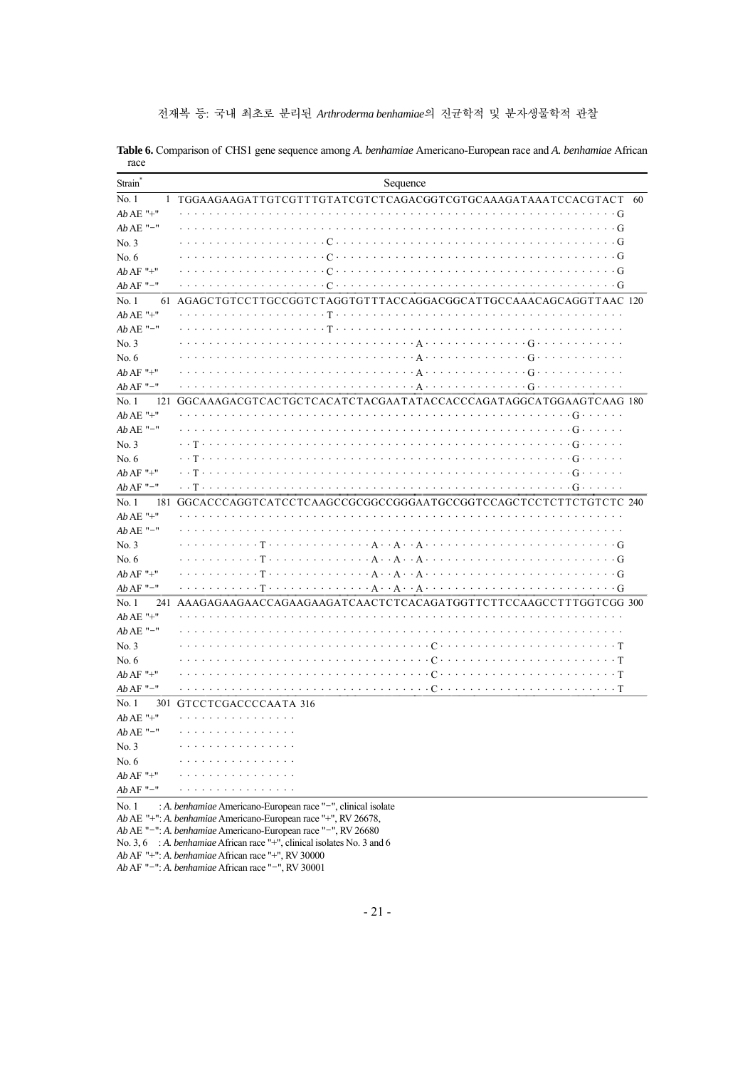**Table 6.** Comparison of CHS1 gene sequence among *A. benhamiae* Americano-European race and *A. benhamiae* African race

| Strain* | | Sequence | |
|---|---|---|---|
| No. 1 | 1 | TGGAAGAAGATTGTCGTTTGTATCGTCTCAGACGGTCGTGCAAAGATAAATCCACGTACT | 60 |
| *Ab* AE "+" | | ···························································G | |
| *Ab* AE "−" | | ···························································G | |
| No. 3 | | ····················C······································G | |
| No. 6 | | ····················C······································G | |
| *Ab* AF "+" | | ····················C······································G | |
| *Ab* AF "−" | | ····················C······································G | |
| No. 1 | 61 | AGAGCTGTCCTTGCCGGTCTAGGTGTTTACCAGGACGGCATTGCCAAACAGCAGGTTAAC | 120 |
| *Ab* AE "+" | | ····················T······································· | |
| *Ab* AE "−" | | ····················T······································· | |
| No. 3 | | ································A··············G············ | |
| No. 6 | | ································A··············G············ | |
| *Ab* AF "+" | | ································A··············G············ | |
| *Ab* AF "−" | | ································A··············G············ | |
| No. 1 | 121 | GGCAAAGACGTCACTGCTCACATCTACGAATATACCACCCAGATAGGCATGGAAGTCAAG | 180 |
| *Ab* AE "+" | | ·····················································G······ | |
| *Ab* AE "−" | | ·····················································G······ | |
| No. 3 | | ··T··················································G······ | |
| No. 6 | | ··T··················································G······ | |
| *Ab* AF "+" | | ··T··················································G······ | |
| *Ab* AF "−" | | ··T··················································G······ | |
| No. 1 | 181 | GGCACCCAGGTCATCCTCAAGCCGCGGCCGGGAATGCCGGTCCAGCTCCTCTTCTGTCTC | 240 |
| *Ab* AE "+" | | ············································································ | |
| *Ab* AE "−" | | ············································································ | |
| No. 3 | | ···········T·············A··A··A···························G | |
| No. 6 | | ···········T·············A··A··A···························G | |
| *Ab* AF "+" | | ···········T·············A··A··A···························G | |
| *Ab* AF "−" | | ···········T·············A··A··A···························G | |
| No. 1 | 241 | AAAGAAGAACCAGAAGAAGATCAACTCTCACAGATGGTTCTTCCAAGCCTTGGTCGG | 300 |
| *Ab* AE "+" | | ············································································ | |
| *Ab* AE "−" | | ············································································ | |
| No. 3 | | ··································C························T | |
| No. 6 | | ··································C························T | |
| *Ab* AF "+" | | ··································C························T | |
| *Ab* AF "−" | | ··································C························T | |
| No. 1 | 301 | GTCCTCGACCCCAATA | 316 |
| *Ab* AE "+" | | ················ | |
| *Ab* AE "−" | | ················ | |
| No. 3 | | ················ | |
| No. 6 | | ················ | |
| *Ab* AF "+" | | ················ | |
| *Ab* AF "−" | | ················ | |

No. 1 : *A. benhamiae* Americano-European race "−", clinical isolate
*Ab* AE "+": *A. benhamiae* Americano-European race "+", RV 26678,
*Ab* AE "−": *A. benhamiae* Americano-European race "−", RV 26680
No. 3, 6 : *A. benhamiae* African race "+", clinical isolates No. 3 and 6
*Ab* AF "+": *A. benhamiae* African race "+", RV 30000
*Ab* AF "−": *A. benhamiae* African race "−", RV 30001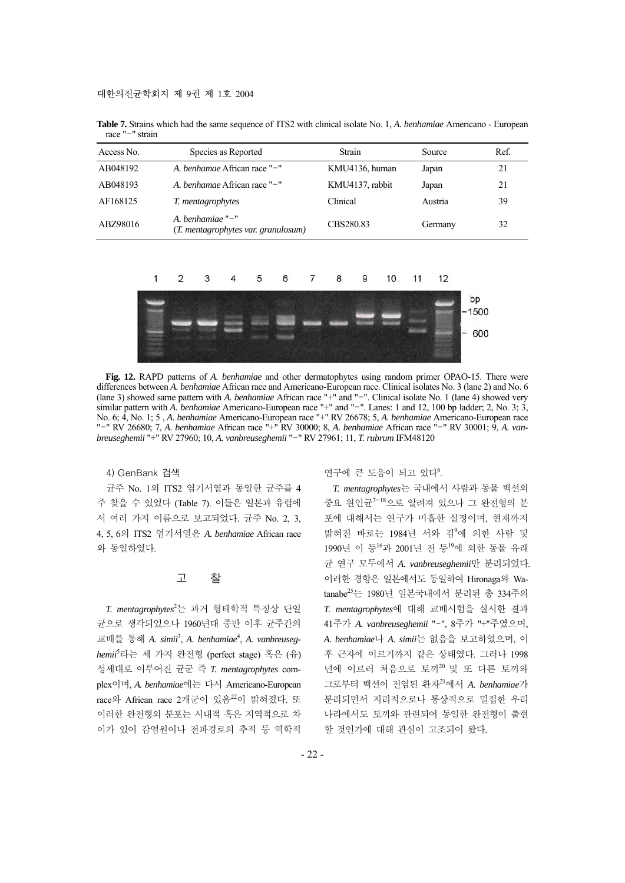**Table 7.** Strains which had the same sequence of ITS2 with clinical isolate No. 1, *A. benhamiae* Americano - European race "−" strain

| Access No. | Species as Reported | Strain | Source | Ref. |
|---|---|---|---|---|
| AB048192 | *A. benhamae* African race "−" | KMU4136, human | Japan | 21 |
| AB048193 | *A. benhamae* African race "−" | KMU4137, rabbit | Japan | 21 |
| AF168125 | *T. mentagrophytes* | Clinical | Austria | 39 |
| ABZ98016 | *A. benhamiae* "−" (*T. mentagrophytes var. granulosum*) | CBS280.83 | Germany | 32 |

**Fig. 12.** RAPD patterns of *A. benhamiae* and other dermatophytes using random primer OPAO-15. There were differences between *A. benhamiae* African race and Americano-European race. Clinical isolates No. 3 (lane 2) and No. 6 (lane 3) showed same pattern with *A. benhamiae* African race "+" and "−". Clinical isolate No. 1 (lane 4) showed very similar pattern with *A. benhamiae* Americano-European race "+" and "−". Lanes: 1 and 12, 100 bp ladder; 2, No. 3; 3, No. 6; 4, No. 1; 5 , *A. benhamiae* Americano-European race "+" RV 26678; 5, *A. benhamiae* Americano-European race "−" RV 26680; 7, *A. benhamiae* African race "+" RV 30000; 8, *A. benhamiae* African race "−" RV 30001; 9, *A. vanbreuseghemii* "+" RV 27960; 10, *A. vanbreuseghemii* "−" RV 27961; 11, *T. rubrum* IFM48120

4) GenBank 검색

균주 No. 1의 ITS2 염기서열과 동일한 균주를 4주 찾을 수 있었다 (Table 7). 이들은 일본과 유럽에서 여러 가지 이름으로 보고되었다. 균주 No. 2, 3, 4, 5, 6의 ITS2 염기서열은 *A. benhamiae* African race와 동일하였다.

## 고 찰

*T. mentagrophytes*[2]는 과거 형태학적 특징상 단일균으로 생각되었으나 1960년대 중반 이후 균주간의 교배를 통해 *A. simii*[3], *A. benhamiae*[4], *A. vanbreuseghemii*[5]라는 세 가지 완전형 (perfect stage) 혹은 (유)성세대로 이루어진 균군 즉 *T. mentagrophytes* complex이며, *A. benhamiae*에는 다시 Americano-European race와 African race 2개군이 있음[22]이 밝혀졌다. 또 이러한 완전형의 분포는 시대적 혹은 지역적으로 차이가 있어 감염원이나 전파경로의 추적 등 역학적 연구에 큰 도움이 되고 있다[6].

*T. mentagrophytes*는 국내에서 사람과 동물 백선의 중요 원인균[7~18]으로 알려져 있으나 그 완전형의 분포에 대해서는 연구가 미흡한 실정이며, 현재까지 밝혀진 바로는 1984년 서와 김[9]에 의한 사람 및 1990년 이 등[16]과 2001년 전 등[19]에 의한 동물 유래 균 연구 모두에서 *A. vanbreuseghemii*만 분리되었다. 이러한 경향은 일본에서도 동일하여 Hironaga와 Watanabe[25]는 1980년 일본국내에서 분리된 총 334주의 *T. mentagrophytes*에 대해 교배시험을 실시한 결과 41주가 *A. vanbreuseghemii* "−", 8주가 "+"주였으며, *A. benhamiae*나 *A. simii*는 없음을 보고하였으며, 이후 근자에 이르기까지 같은 상태였다. 그러나 1998년에 이르러 처음으로 토끼[20] 및 또 다른 토끼와 그로부터 백선이 전염된 환자[21]에서 *A. benhamiae*가 분리되면서 지리적으로나 통상적으로 밀접한 우리나라에서도 토끼와 관련되어 동일한 완전형이 출현할 것인가에 대해 관심이 고조되어 왔다.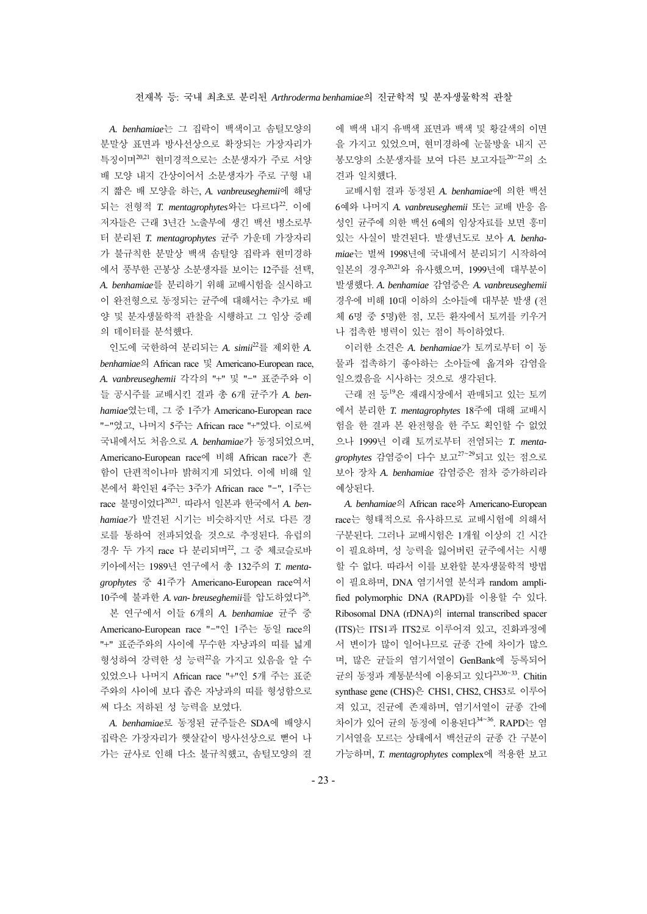*A. benhamiae*는 그 집락이 백색이고 솜털모양의 분말상 표면과 방사선상으로 확장되는 가장자리가 특징이며[20,21] 현미경적으로는 소분생자가 주로 서양배 모양 내지 간상이어서 소분생자가 주로 구형 내지 짧은 배 모양을 하는, *A. vanbreuseghemii*에 해당되는 전형적 *T. mentagrophytes*와는 다르다[22]. 이에 저자들은 근래 3년간 노출부에 생긴 백선 병소로부터 분리된 *T. mentagrophytes* 균주 가운데 가장자리가 불규칙한 분말상 백색 솜털양 집락과 현미경하에서 풍부한 곤봉상 소분생자를 보이는 12주를 선택, *A. benhamiae*를 분리하기 위해 교배시험을 실시하고 이 완전형으로 동정되는 균주에 대해서는 추가로 배양 및 분자생물학적 관찰을 시행하고 그 임상 증례의 데이터를 분석했다.

인도에 국한하여 분리되는 *A. simii*[22]를 제외한 *A. benhamiae*의 African race 및 Americano-European race, *A. vanbreuseghemii* 각각의 "+" 및 "−" 표준주와 이들 공시주를 교배시킨 결과 총 6개 균주가 *A. benhamiae*였는데, 그 중 1주가 Americano-European race "−"였고, 나머지 5주는 African race "+"였다. 이로써 국내에서도 처음으로 *A. benhamiae*가 동정되었으며, Americano-European race에 비해 African race가 흔함이 단편적이나마 밝혀지게 되었다. 이에 비해 일본에서 확인된 4주는 3주가 African race "−", 1주는 race 불명이었다[20,21]. 따라서 일본과 한국에서 *A. benhamiae*가 발견된 시기는 비슷하지만 서로 다른 경로를 통하여 전파되었을 것으로 추정된다. 유럽의 경우 두 가지 race 다 분리되며[22], 그 중 체코슬로바키아에서는 1989년 연구에서 총 132주의 *T. mentagrophytes* 중 41주가 Americano-European race여서 10주에 불과한 *A. van- breuseghemii*를 압도하였다[26].

본 연구에서 이들 6개의 *A. benhamiae* 균주 중 Americano-European race "−"인 1주는 동일 race의 "+" 표준주와의 사이에 무수한 자낭과의 띠를 넓게 형성하여 강력한 성 능력[22]을 가지고 있음을 알 수 있었으나 나머지 African race "+"인 5개 주는 표준주와의 사이에 보다 좁은 자낭과의 띠를 형성함으로써 다소 저하된 성 능력을 보였다.

*A. benhamiae*로 동정된 균주들은 SDA에 배양시 집락은 가장자리가 햇살같이 방사선상으로 뻗어 나가는 균사로 인해 다소 불규칙했고, 솜털모양의 결에 백색 내지 유백색 표면과 백색 및 황갈색의 이면을 가지고 있었으며, 현미경하에 눈물방울 내지 곤봉모양의 소분생자를 보여 다른 보고자들[20~22]의 소견과 일치했다.

교배시험 결과 동정된 *A. benhamiae*에 의한 백선 6예와 나머지 *A. vanbreuseghemii* 또는 교배 반응 음성인 균주에 의한 백선 6예의 임상자료를 보면 흥미있는 사실이 발견된다. 발생년도로 보아 *A. benhamiae*는 벌써 1998년에 국내에서 분리되기 시작하여 일본의 경우[20,21]와 유사했으며, 1999년에 대부분이 발생했다. *A. benhamiae* 감염증은 *A. vanbreuseghemii* 경우에 비해 10대 이하의 소아들에 대부분 발생 (전체 6명 중 5명)한 점, 모든 환자에서 토끼를 키우거나 접촉한 병력이 있는 점이 특이하였다.

이러한 소견은 *A. benhamiae*가 토끼로부터 이 동물과 접촉하기 좋아하는 소아들에 옮겨와 감염을 일으켰음을 시사하는 것으로 생각된다.

근래 전 등[19]은 재래시장에서 판매되고 있는 토끼에서 분리한 *T. mentagrophytes* 18주에 대해 교배시험을 한 결과 본 완전형을 한 주도 확인할 수 없었으나 1999년 이래 토끼로부터 전염되는 *T. mentagrophytes* 감염증이 다수 보고[27~29]되고 있는 점으로 보아 장차 *A. benhamiae* 감염증은 점차 증가하리라 예상된다.

*A. benhamiae*의 African race와 Americano-European race는 형태적으로 유사하므로 교배시험에 의해서 구분된다. 그러나 교배시험은 1개월 이상의 긴 시간이 필요하며, 성 능력을 잃어버린 균주에서는 시행할 수 없다. 따라서 이를 보완할 분자생물학적 방법이 필요하며, DNA 염기서열 분석과 random amplified polymorphic DNA (RAPD)를 이용할 수 있다. Ribosomal DNA (rDNA)의 internal transcribed spacer (ITS)는 ITS1과 ITS2로 이루어져 있고, 진화과정에서 변이가 많이 일어나므로 균종 간에 차이가 많으며, 많은 균들의 염기서열이 GenBank에 등록되어 균의 동정과 계통분석에 이용되고 있다[23,30~33]. Chitin synthase gene (CHS)은 CHS1, CHS2, CHS3로 이루어져 있고, 진균에 존재하며, 염기서열이 균종 간에 차이가 있어 균의 동정에 이용된다[34~36]. RAPD는 염기서열을 모르는 상태에서 백선균의 균종 간 구분이 가능하며, *T. mentagrophytes* complex에 적용한 보고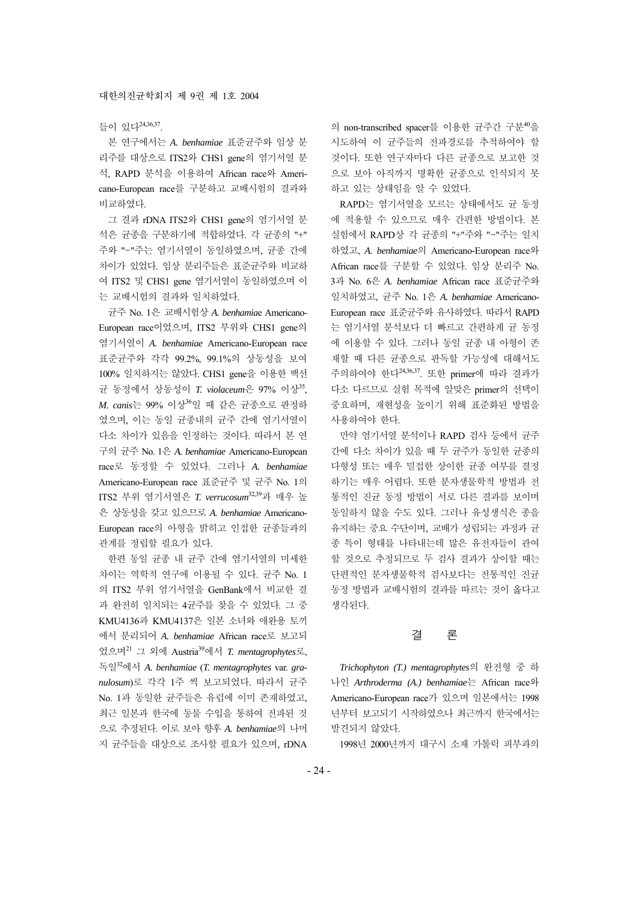들이 있다[24,36,37].

본 연구에서는 *A. benhamiae* 표준균주와 임상 분리주를 대상으로 ITS2와 CHS1 gene의 염기서열 분석, RAPD 분석을 이용하여 African race와 Americano-European race를 구분하고 교배시험의 결과와 비교하였다.

그 결과 rDNA ITS2와 CHS1 gene의 염기서열 분석은 균종을 구분하기에 적합하였다. 각 균종의 "+"주와 "−"주는 염기서열이 동일하였으며, 균종 간에 차이가 있었다. 임상 분리주들은 표준균주와 비교하여 ITS2 및 CHS1 gene 염기서열이 동일하였으며 이는 교배시험의 결과와 일치하였다.

균주 No. 1은 교배시험상 *A. benhamiae* Americano-European race이었으며, ITS2 부위와 CHS1 gene의 염기서열이 *A. benhamiae* Americano-European race 표준균주와 각각 99.2%, 99.1%의 상동성을 보여 100% 일치하지는 않았다. CHS1 gene을 이용한 백선균 동정에서 상동성이 *T. violaceum*은 97% 이상[35], *M. canis*는 99% 이상[36]일 때 같은 균종으로 판정하였으며, 이는 동일 균종내의 균주 간에 염기서열이 다소 차이가 있음을 인정하는 것이다. 따라서 본 연구의 균주 No. 1은 *A. benhamiae* Americano-European race로 동정할 수 있었다. 그러나 *A. benhamiae* Americano-European race 표준균주 및 균주 No. 1의 ITS2 부위 염기서열은 *T. verrucosum*[32,39]과 매우 높은 상동성을 갖고 있으므로 *A. benhamiae* Americano-European race의 아형을 밝히고 인접한 균종들과의 관계를 정립할 필요가 있다.

한편 동일 균종 내 균주 간에 염기서열의 미세한 차이는 역학적 연구에 이용될 수 있다. 균주 No. 1의 ITS2 부위 염기서열을 GenBank에서 비교한 결과 완전히 일치되는 4균주를 찾을 수 있었다. 그 중 KMU4136과 KMU4137은 일본 소녀와 애완용 토끼에서 분리되어 *A. benhamiae* African race로 보고되었으며[21] 그 외에 Austria[39]에서 *T. mentagrophytes*로, 독일[32]에서 *A. benhamiae* (*T. mentagrophytes* var. *granulosum*)로 각각 1주 씩 보고되었다. 따라서 균주 No. 1과 동일한 균주들은 유럽에 이미 존재하였고, 최근 일본과 한국에 동물 수입을 통하여 전파된 것으로 추정된다. 이로 보아 향후 *A. benhamiae*의 나머지 균주들을 대상으로 조사할 필요가 있으며, rDNA의 non-transcribed spacer를 이용한 균주간 구분[40]을 시도하여 이 균주들의 전파경로를 추적하여야 할 것이다. 또한 연구자마다 다른 균종으로 보고한 것으로 보아 아직까지 명확한 균종으로 인식되지 못하고 있는 상태임을 알 수 있었다.

RAPD는 염기서열을 모르는 상태에서도 균 동정에 적용할 수 있으므로 매우 간편한 방법이다. 본 실험에서 RAPD상 각 균종의 "+"주와 "−"주는 일치하였고, *A. benhamiae*의 Americano-European race와 African race를 구분할 수 있었다. 임상 분리주 No. 3과 No. 6은 *A. benhamiae* African race 표준균주와 일치하였고, 균주 No. 1은 *A. benhamiae* Americano-European race 표준균주와 유사하였다. 따라서 RAPD는 염기서열 분석보다 더 빠르고 간편하게 균 동정에 이용할 수 있다. 그러나 동일 균종 내 아형이 존재할 때 다른 균종으로 판독할 가능성에 대해서도 주의하여야 한다[24,36,37]. 또한 primer에 따라 결과가 다소 다르므로 실험 목적에 알맞은 primer의 선택이 중요하며, 재현성을 높이기 위해 표준화된 방법을 사용하여야 한다.

만약 염기서열 분석이나 RAPD 검사 등에서 균주 간에 다소 차이가 있을 때 두 균주가 동일한 균종의 다형성 또는 매우 밀접한 상이한 균종 여부를 결정하기는 매우 어렵다. 또한 분자생물학적 방법과 전통적인 진균 동정 방법이 서로 다른 결과를 보이며 동일하지 않을 수도 있다. 그러나 유성생식은 종을 유지하는 중요 수단이며, 교배가 성립되는 과정과 균종 특이 형태를 나타내는데 많은 유전자들이 관여할 것으로 추정되므로 두 검사 결과가 상이할 때는 단편적인 분자생물학적 검사보다는 전통적인 진균 동정 방법과 교배시험의 결과를 따르는 것이 옳다고 생각된다.

## 결 론

*Trichophyton (T.) mentagrophytes*의 완전형 중 하나인 *Arthroderma (A.) benhamiae*는 African race와 Americano-European race가 있으며 일본에서는 1998년부터 보고되기 시작하였으나 최근까지 한국에서는 발견되지 않았다.

1998년 2000년까지 대구시 소재 가톨릭 피부과의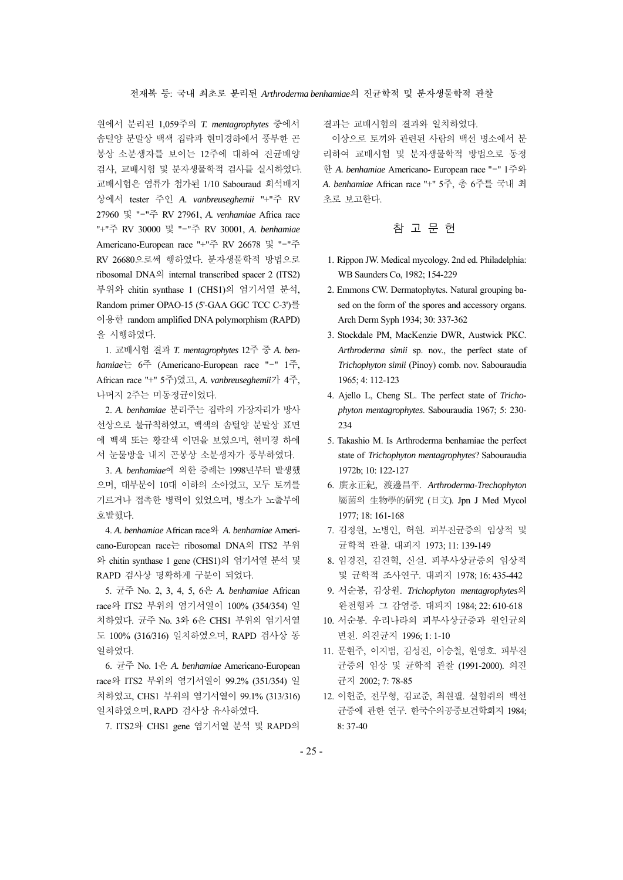원에서 분리된 1,059주의 *T. mentagrophytes* 중에서 솜털양 분말상 백색 집락과 현미경하에서 풍부한 곤봉상 소분생자를 보이는 12주에 대하여 진균배양검사, 교배시험 및 분자생물학적 검사를 실시하였다. 교배시험은 염류가 첨가된 1/10 Sabouraud 희석배지상에서 tester 주인 *A. vanbreuseghemii* "+"주 RV 27960 및 "−"주 RV 27961, *A. venhamiae* Africa race "+"주 RV 30000 및 "−"주 RV 30001, *A. benhamiae* Americano-European race "+"주 RV 26678 및 "−"주 RV 26680으로써 행하였다. 분자생물학적 방법으로 ribosomal DNA의 internal transcribed spacer 2 (ITS2) 부위와 chitin synthase 1 (CHS1)의 염기서열 분석, Random primer OPAO-15 (5'-GAA GGC TCC C-3')를 이용한 random amplified DNA polymorphism (RAPD)을 시행하였다.

1. 교배시험 결과 *T. mentagrophytes* 12주 중 *A. benhamiae*는 6주 (Americano-European race "−" 1주, African race "+" 5주)였고, *A. vanbreuseghemii*가 4주, 나머지 2주는 미동정균이었다.

2. *A. benhamiae* 분리주는 집락의 가장자리가 방사선상으로 불규칙하였고, 백색의 솜털양 분말상 표면에 백색 또는 황갈색 이면을 보였으며, 현미경 하에서 눈물방울 내지 곤봉상 소분생자가 풍부하였다.

3. *A. benhamiae*에 의한 증례는 1998년부터 발생했으며, 대부분이 10대 이하의 소아였고, 모두 토끼를 기르거나 접촉한 병력이 있었으며, 병소가 노출부에 호발했다.

4. *A. benhamiae* African race와 *A. benhamiae* Americano-European race는 ribosomal DNA의 ITS2 부위와 chitin synthase 1 gene (CHS1)의 염기서열 분석 및 RAPD 검사상 명확하게 구분이 되었다.

5. 균주 No. 2, 3, 4, 5, 6은 *A. benhamiae* African race와 ITS2 부위의 염기서열이 100% (354/354) 일치하였다. 균주 No. 3와 6은 CHS1 부위의 염기서열도 100% (316/316) 일치하였으며, RAPD 검사상 동일하였다.

6. 균주 No. 1은 *A. benhamiae* Americano-European race와 ITS2 부위의 염기서열이 99.2% (351/354) 일치하였고, CHS1 부위의 염기서열이 99.1% (313/316) 일치하였으며, RAPD 검사상 유사하였다.

7. ITS2와 CHS1 gene 염기서열 분석 및 RAPD의 결과는 교배시험의 결과와 일치하였다.

이상으로 토끼와 관련된 사람의 백선 병소에서 분리하여 교배시험 및 분자생물학적 방법으로 동정한 *A. benhamiae* Americano- European race "−" 1주와 *A. benhamiae* African race "+" 5주, 총 6주를 국내 최초로 보고한다.

## 참 고 문 헌

1. Rippon JW. Medical mycology. 2nd ed. Philadelphia: WB Saunders Co, 1982; 154-229
2. Emmons CW. Dermatophytes. Natural grouping based on the form of the spores and accessory organs. Arch Derm Syph 1934; 30: 337-362
3. Stockdale PM, MacKenzie DWR, Austwick PKC. *Arthroderma simii* sp. nov., the perfect state of *Trichophyton simii* (Pinoy) comb. nov. Sabouraudia 1965; 4: 112-123
4. Ajello L, Cheng SL. The perfect state of *Trichophyton mentagrophytes*. Sabouraudia 1967; 5: 230-234
5. Takashio M. Is Arthroderma benhamiae the perfect state of *Trichophyton mentagrophytes*? Sabouraudia 1972b; 10: 122-127
6. 廣永正紀, 渡邊昌平. *Arthroderma-Trechophyton* 屬菌の 生物學的研究 (日文). Jpn J Med Mycol 1977; 18: 161-168
7. 김정원, 노병인, 허원. 피부진균증의 임상적 및 균학적 관찰. 대피지 1973; 11: 139-149
8. 임경진, 김진혁, 신실. 피부사상균증의 임상적 및 균학적 조사연구. 대피지 1978; 16: 435-442
9. 서순봉, 김상원. *Trichophyton mentagrophytes*의 완전형과 그 감염증. 대피지 1984; 22: 610-618
10. 서순봉. 우리나라의 피부사상균증과 원인균의 변천. 의진균지 1996; 1: 1-10
11. 문현주, 이지범, 김성진, 이승철, 원영호. 피부진균증의 임상 및 균학적 관찰 (1991-2000). 의진균지 2002; 7: 78-85
12. 이헌준, 전무형, 김교준, 최원필. 실험쥐의 백선균증에 관한 연구. 한국수의공중보건학회지 1984; 8: 37-40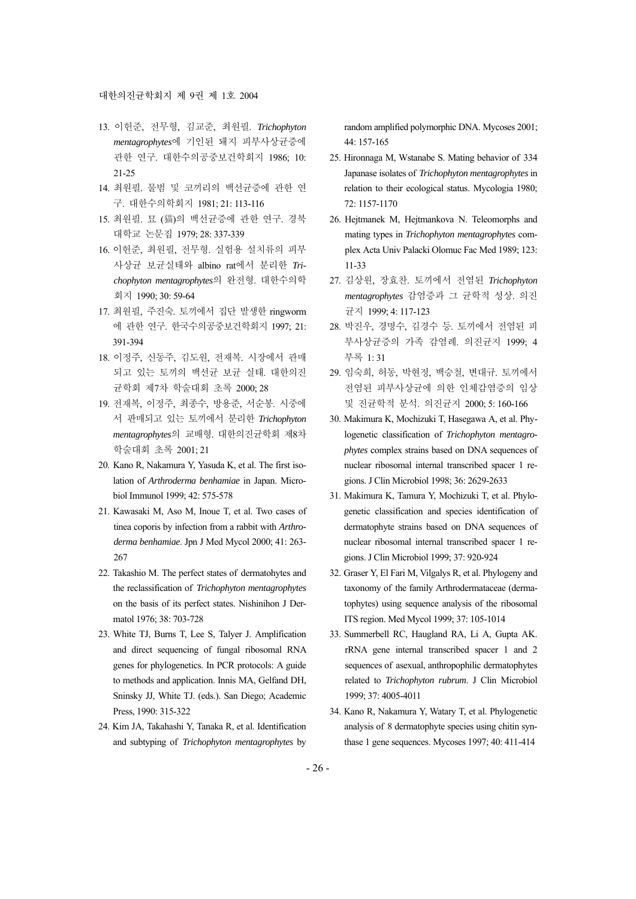13. 이현준, 전무형, 김교준, 최원필. *Trichophyton mentagrophytes*에 기인된 돼지 피부사상균증에 관한 연구. 대한수의공중보건학회지 1986; 10: 21-25
14. 최원필. 물범 및 코끼리의 백선균증에 관한 연구. 대한수의학회지 1981; 21: 113-116
15. 최원필. 묘 (猫)의 백선균증에 관한 연구. 경북대학교 논문집 1979; 28: 337-339
16. 이현준, 최원필, 전무형. 실험용 설치류의 피부사상균 보균실태와 albino rat에서 분리한 *Trichophyton mentagrophytes*의 완전형. 대한수의학회지 1990; 30: 59-64
17. 최원필, 주진숙. 토끼에서 집단 발생한 ringworm에 관한 연구. 한국수의공중보건학회지 1997; 21: 391-394
18. 이정주, 신동주, 김도원, 전재복. 시장에서 판매되고 있는 토끼의 백선균 보균 실태. 대한의진균학회 제7차 학술대회 초록 2000; 28
19. 전재복, 이정주, 최종수, 방용준, 서순봉. 시중에서 판매되고 있는 토끼에서 분리한 *Trichophyton mentagrophytes*의 교배형. 대한의진균학회 제8차 학술대회 초록 2001; 21
20. Kano R, Nakamura Y, Yasuda K, et al. The first isolation of *Arthroderma benhamiae* in Japan. Microbiol Immunol 1999; 42: 575-578
21. Kawasaki M, Aso M, Inoue T, et al. Two cases of tinea coporis by infection from a rabbit with *Arthroderma benhamiae*. Jpn J Med Mycol 2000; 41: 263-267
22. Takashio M. The perfect states of dermatohytes and the reclassification of *Trichophyton mentagrophytes* on the basis of its perfect states. Nishinihon J Dermatol 1976; 38: 703-728
23. White TJ, Burns T, Lee S, Talyer J. Amplification and direct sequencing of fungal ribosomal RNA genes for phylogenetics. In PCR protocols: A guide to methods and application. Innis MA, Gelfand DH, Sninsky JJ, White TJ. (eds.). San Diego; Academic Press, 1990: 315-322
24. Kim JA, Takahashi Y, Tanaka R, et al. Identification and subtyping of *Trichophyton mentagrophytes* by random amplified polymorphic DNA. Mycoses 2001; 44: 157-165
25. Hironnaga M, Wstanabe S. Mating behavior of 334 Japanase isolates of *Trichophyton mentagrophytes* in relation to their ecological status. Mycologia 1980; 72: 1157-1170
26. Hejtmanek M, Hejtmankova N. Teleomorphs and mating types in *Trichophyton mentagrophytes* complex Acta Univ Palacki Olomuc Fac Med 1989; 123: 11-33
27. 김상원, 장효찬. 토끼에서 전염된 *Trichophyton mentagrophytes* 감염증과 그 균학적 성상. 의진균지 1999; 4: 117-123
28. 박진우, 경명수, 김경수 등. 토끼에서 전염된 피부사상균증의 가족 감염례. 의진균지 1999; 4 부록 1: 31
29. 임숙희, 허동, 박현정, 백승철, 변대규. 토끼에서 전염된 피부사상균에 의한 인체감염증의 임상 및 진균학적 분석. 의진균지 2000; 5: 160-166
30. Makimura K, Mochizuki T, Hasegawa A, et al. Phylogenetic classification of *Trichophyton mentagrophytes* complex strains based on DNA sequences of nuclear ribosomal internal transcribed spacer 1 regions. J Clin Microbiol 1998; 36: 2629-2633
31. Makimura K, Tamura Y, Mochizuki T, et al. Phylogenetic classification and species identification of dermatophyte strains based on DNA sequences of nuclear ribosomal internal transcribed spacer 1 regions. J Clin Microbiol 1999; 37: 920-924
32. Graser Y, El Fari M, Vilgalys R, et al. Phylogeny and taxonomy of the family Arthrodermataceae (dermatophytes) using sequence analysis of the ribosomal ITS region. Med Mycol 1999; 37: 105-1014
33. Summerbell RC, Haugland RA, Li A, Gupta AK. rRNA gene internal transcribed spacer 1 and 2 sequences of asexual, anthropophilic dermatophytes related to *Trichophyton rubrum*. J Clin Microbiol 1999; 37: 4005-4011
34. Kano R, Nakamura Y, Watary T, et al. Phylogenetic analysis of 8 dermatophyte species using chitin synthase 1 gene sequences. Mycoses 1997; 40: 411-414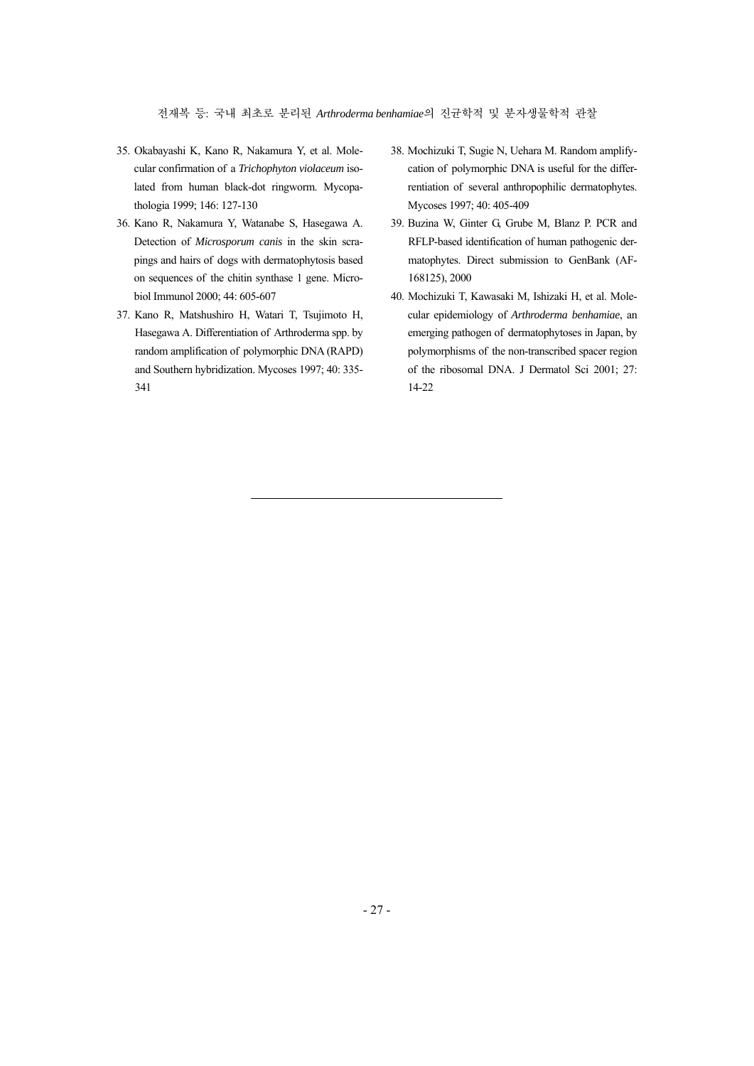35. Okabayashi K, Kano R, Nakamura Y, et al. Molecular confirmation of a *Trichophyton violaceum* isolated from human black-dot ringworm. Mycopathologia 1999; 146: 127-130
36. Kano R, Nakamura Y, Watanabe S, Hasegawa A. Detection of *Microsporum canis* in the skin scrapings and hairs of dogs with dermatophytosis based on sequences of the chitin synthase 1 gene. Microbiol Immunol 2000; 44: 605-607
37. Kano R, Matshushiro H, Watari T, Tsujimoto H, Hasegawa A. Differentiation of Arthroderma spp. by random amplification of polymorphic DNA (RAPD) and Southern hybridization. Mycoses 1997; 40: 335-341
38. Mochizuki T, Sugie N, Uehara M. Random amplifycation of polymorphic DNA is useful for the differrentiation of several anthropophilic dermatophytes. Mycoses 1997; 40: 405-409
39. Buzina W, Ginter G, Grube M, Blanz P. PCR and RFLP-based identification of human pathogenic dermatophytes. Direct submission to GenBank (AF-168125), 2000
40. Mochizuki T, Kawasaki M, Ishizaki H, et al. Molecular epidemiology of *Arthroderma benhamiae*, an emerging pathogen of dermatophytoses in Japan, by polymorphisms of the non-transcribed spacer region of the ribosomal DNA. J Dermatol Sci 2001; 27: 14-22